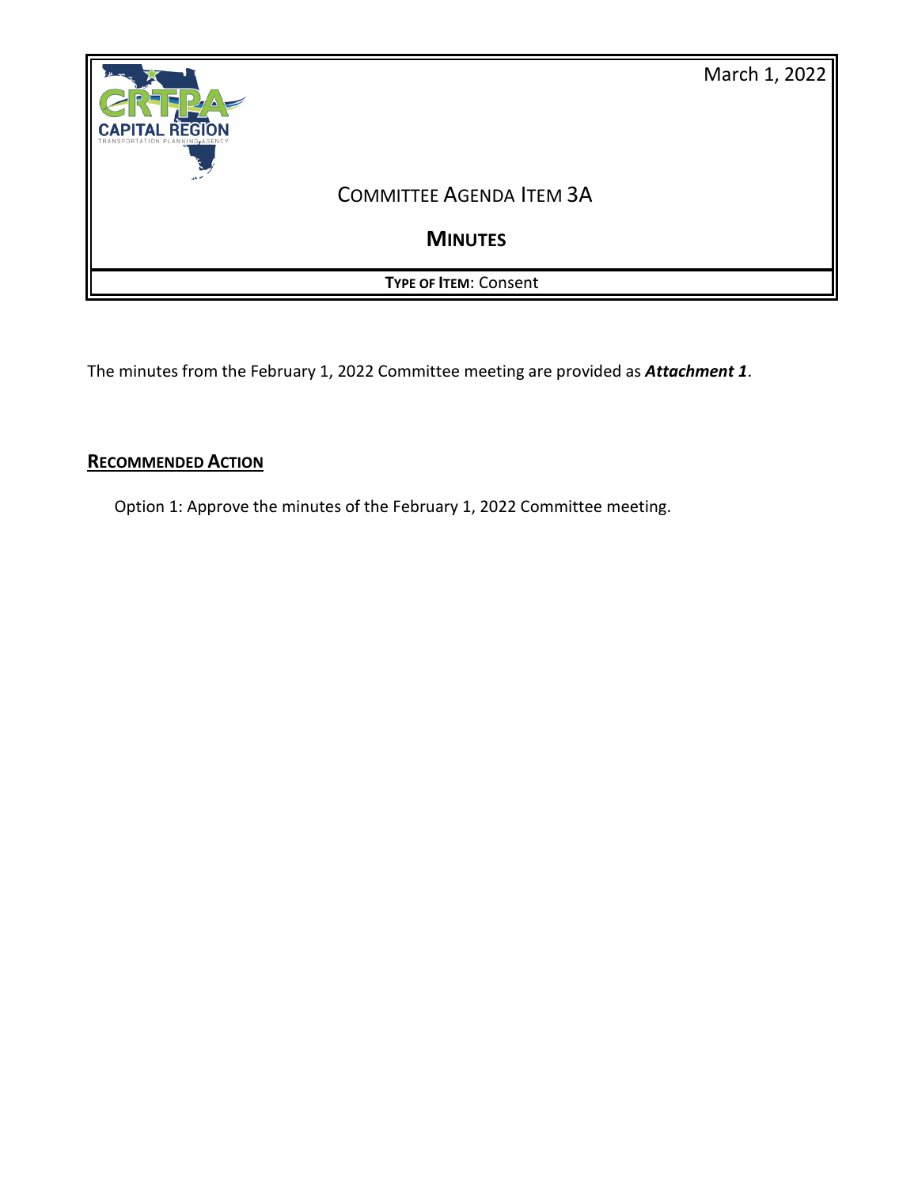March 1, 2022

# Committee Agenda Item 3A

## Minutes

**Type of Item**: Consent

The minutes from the February 1, 2022 Committee meeting are provided as ***Attachment 1***.

### Recommended Action

Option 1: Approve the minutes of the February 1, 2022 Committee meeting.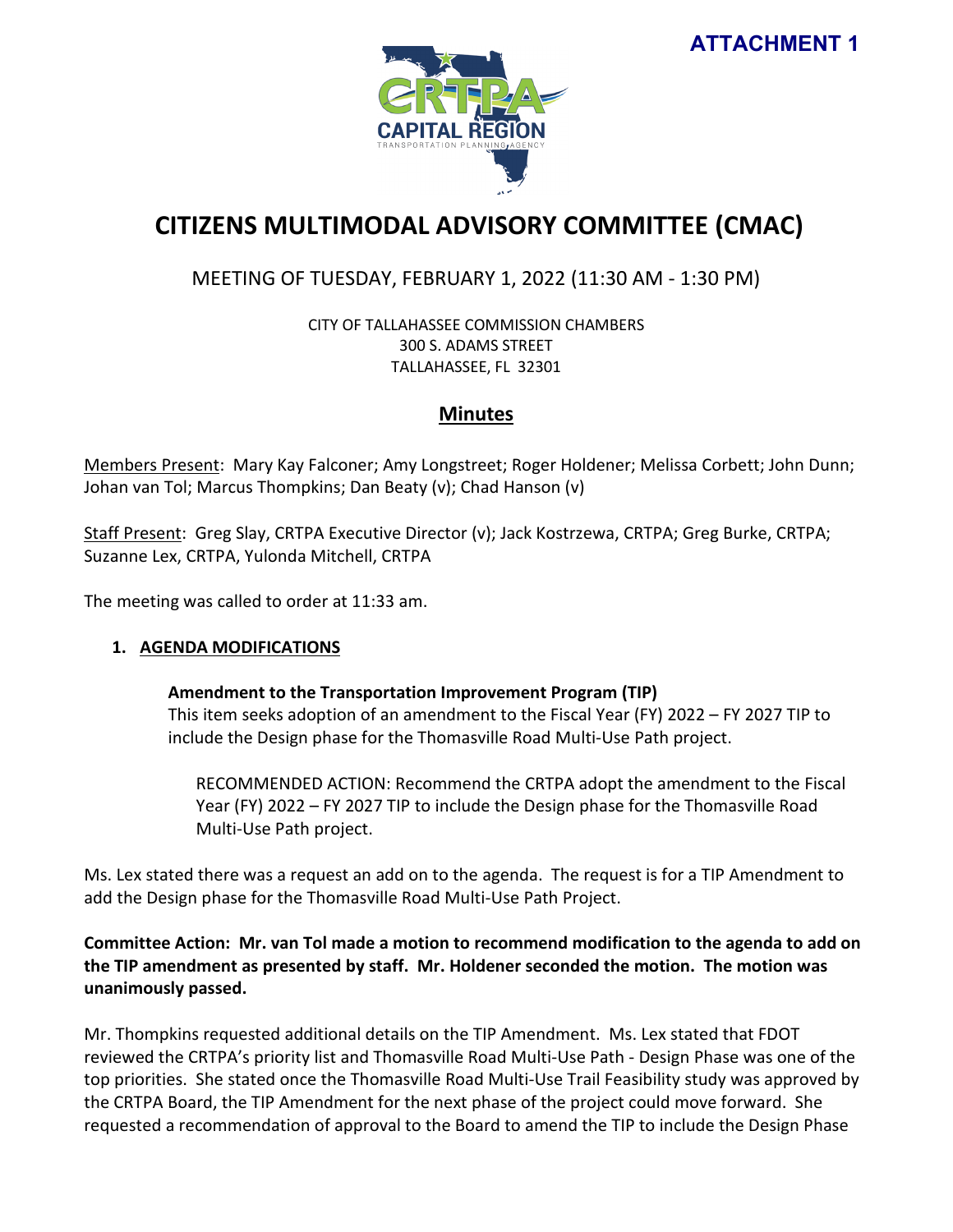**ATTACHMENT 1**

# CITIZENS MULTIMODAL ADVISORY COMMITTEE (CMAC)

## MEETING OF TUESDAY, FEBRUARY 1, 2022 (11:30 AM - 1:30 PM)

CITY OF TALLAHASSEE COMMISSION CHAMBERS
300 S. ADAMS STREET
TALLAHASSEE, FL 32301

## Minutes

Members Present: Mary Kay Falconer; Amy Longstreet; Roger Holdener; Melissa Corbett; John Dunn; Johan van Tol; Marcus Thompkins; Dan Beaty (v); Chad Hanson (v)

Staff Present: Greg Slay, CRTPA Executive Director (v); Jack Kostrzewa, CRTPA; Greg Burke, CRTPA; Suzanne Lex, CRTPA, Yulonda Mitchell, CRTPA

The meeting was called to order at 11:33 am.

1. **AGENDA MODIFICATIONS**

   **Amendment to the Transportation Improvement Program (TIP)**
   This item seeks adoption of an amendment to the Fiscal Year (FY) 2022 – FY 2027 TIP to include the Design phase for the Thomasville Road Multi-Use Path project.

   RECOMMENDED ACTION: Recommend the CRTPA adopt the amendment to the Fiscal Year (FY) 2022 – FY 2027 TIP to include the Design phase for the Thomasville Road Multi-Use Path project.

Ms. Lex stated there was a request an add on to the agenda. The request is for a TIP Amendment to add the Design phase for the Thomasville Road Multi-Use Path Project.

**Committee Action: Mr. van Tol made a motion to recommend modification to the agenda to add on the TIP amendment as presented by staff. Mr. Holdener seconded the motion. The motion was unanimously passed.**

Mr. Thompkins requested additional details on the TIP Amendment. Ms. Lex stated that FDOT reviewed the CRTPA's priority list and Thomasville Road Multi-Use Path - Design Phase was one of the top priorities. She stated once the Thomasville Road Multi-Use Trail Feasibility study was approved by the CRTPA Board, the TIP Amendment for the next phase of the project could move forward. She requested a recommendation of approval to the Board to amend the TIP to include the Design Phase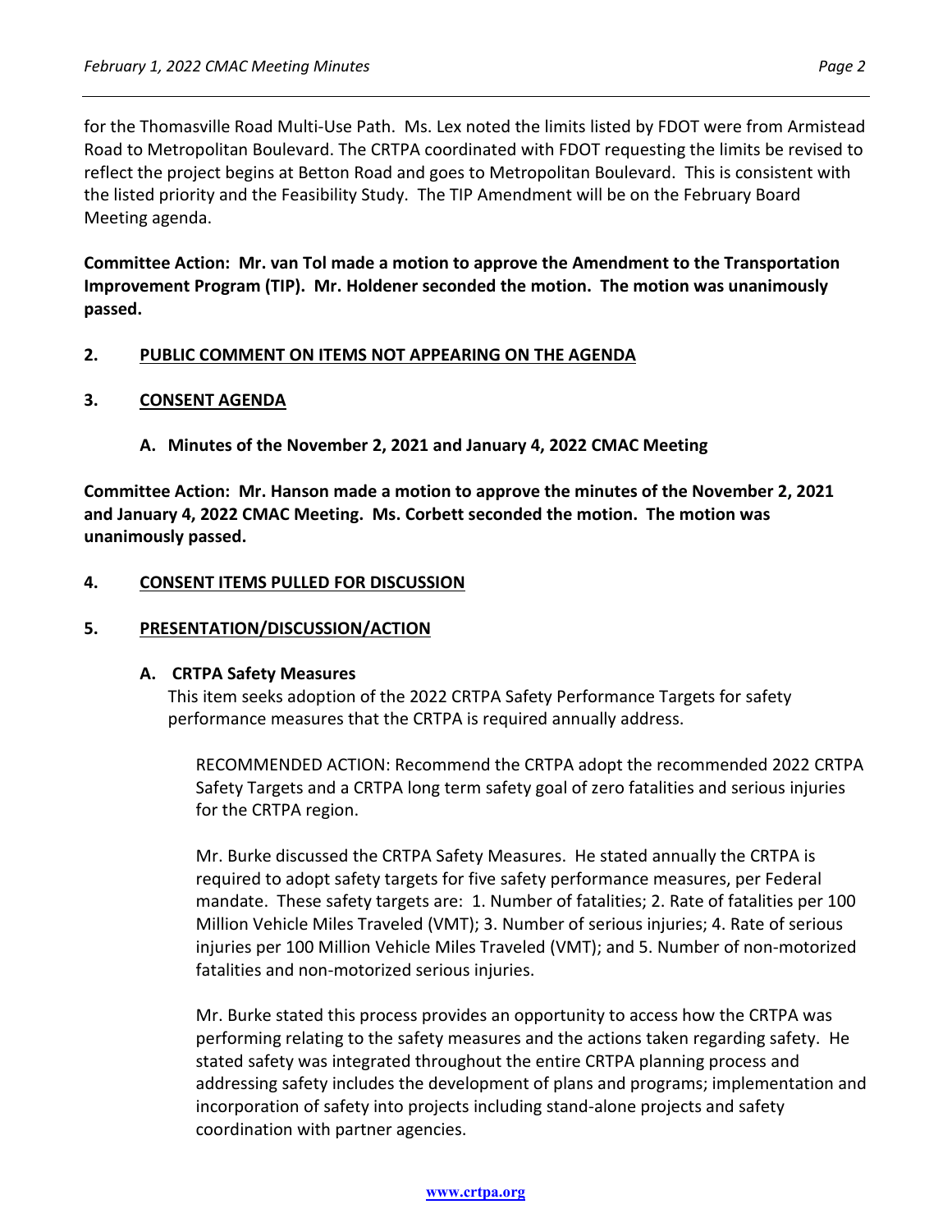for the Thomasville Road Multi-Use Path. Ms. Lex noted the limits listed by FDOT were from Armistead Road to Metropolitan Boulevard. The CRTPA coordinated with FDOT requesting the limits be revised to reflect the project begins at Betton Road and goes to Metropolitan Boulevard. This is consistent with the listed priority and the Feasibility Study. The TIP Amendment will be on the February Board Meeting agenda.

**Committee Action: Mr. van Tol made a motion to approve the Amendment to the Transportation Improvement Program (TIP). Mr. Holdener seconded the motion. The motion was unanimously passed.**

## 2. PUBLIC COMMENT ON ITEMS NOT APPEARING ON THE AGENDA

## 3. CONSENT AGENDA

### A. Minutes of the November 2, 2021 and January 4, 2022 CMAC Meeting

**Committee Action: Mr. Hanson made a motion to approve the minutes of the November 2, 2021 and January 4, 2022 CMAC Meeting. Ms. Corbett seconded the motion. The motion was unanimously passed.**

## 4. CONSENT ITEMS PULLED FOR DISCUSSION

## 5. PRESENTATION/DISCUSSION/ACTION

### A. CRTPA Safety Measures

This item seeks adoption of the 2022 CRTPA Safety Performance Targets for safety performance measures that the CRTPA is required annually address.

RECOMMENDED ACTION: Recommend the CRTPA adopt the recommended 2022 CRTPA Safety Targets and a CRTPA long term safety goal of zero fatalities and serious injuries for the CRTPA region.

Mr. Burke discussed the CRTPA Safety Measures. He stated annually the CRTPA is required to adopt safety targets for five safety performance measures, per Federal mandate. These safety targets are: 1. Number of fatalities; 2. Rate of fatalities per 100 Million Vehicle Miles Traveled (VMT); 3. Number of serious injuries; 4. Rate of serious injuries per 100 Million Vehicle Miles Traveled (VMT); and 5. Number of non-motorized fatalities and non-motorized serious injuries.

Mr. Burke stated this process provides an opportunity to access how the CRTPA was performing relating to the safety measures and the actions taken regarding safety. He stated safety was integrated throughout the entire CRTPA planning process and addressing safety includes the development of plans and programs; implementation and incorporation of safety into projects including stand-alone projects and safety coordination with partner agencies.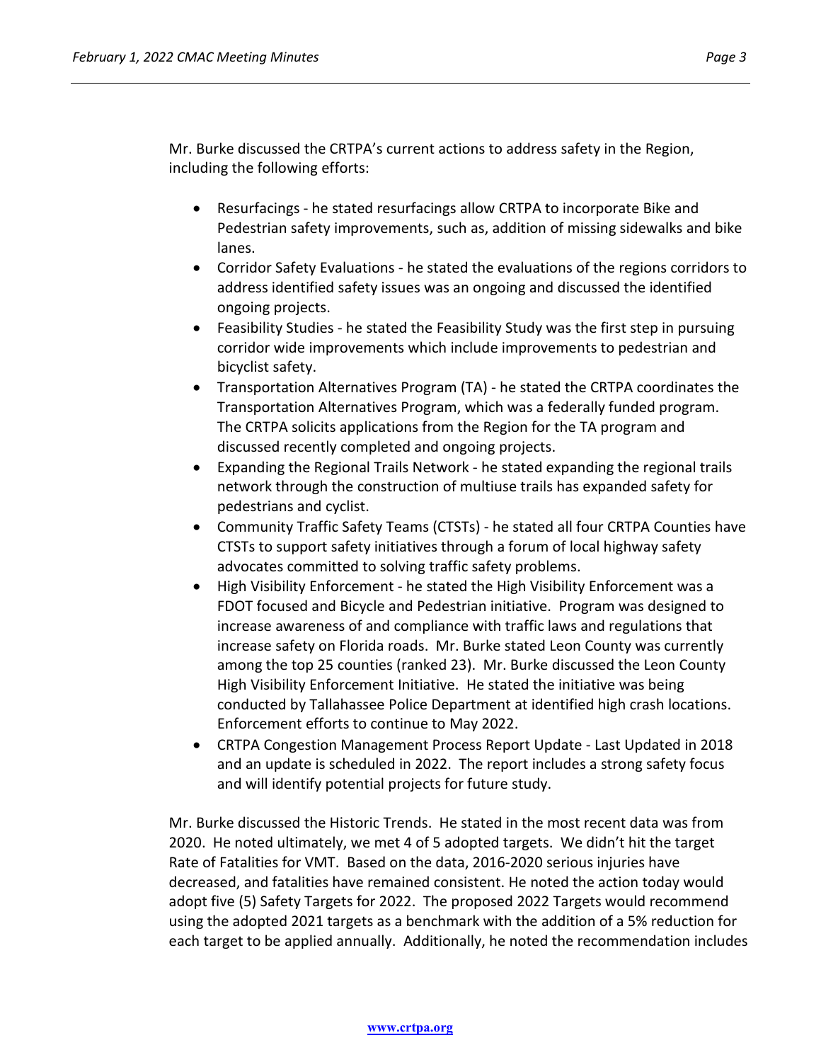Mr. Burke discussed the CRTPA's current actions to address safety in the Region, including the following efforts:

- Resurfacings - he stated resurfacings allow CRTPA to incorporate Bike and Pedestrian safety improvements, such as, addition of missing sidewalks and bike lanes.
- Corridor Safety Evaluations - he stated the evaluations of the regions corridors to address identified safety issues was an ongoing and discussed the identified ongoing projects.
- Feasibility Studies - he stated the Feasibility Study was the first step in pursuing corridor wide improvements which include improvements to pedestrian and bicyclist safety.
- Transportation Alternatives Program (TA) - he stated the CRTPA coordinates the Transportation Alternatives Program, which was a federally funded program. The CRTPA solicits applications from the Region for the TA program and discussed recently completed and ongoing projects.
- Expanding the Regional Trails Network - he stated expanding the regional trails network through the construction of multiuse trails has expanded safety for pedestrians and cyclist.
- Community Traffic Safety Teams (CTSTs) - he stated all four CRTPA Counties have CTSTs to support safety initiatives through a forum of local highway safety advocates committed to solving traffic safety problems.
- High Visibility Enforcement - he stated the High Visibility Enforcement was a FDOT focused and Bicycle and Pedestrian initiative. Program was designed to increase awareness of and compliance with traffic laws and regulations that increase safety on Florida roads. Mr. Burke stated Leon County was currently among the top 25 counties (ranked 23). Mr. Burke discussed the Leon County High Visibility Enforcement Initiative. He stated the initiative was being conducted by Tallahassee Police Department at identified high crash locations. Enforcement efforts to continue to May 2022.
- CRTPA Congestion Management Process Report Update - Last Updated in 2018 and an update is scheduled in 2022. The report includes a strong safety focus and will identify potential projects for future study.

Mr. Burke discussed the Historic Trends. He stated in the most recent data was from 2020. He noted ultimately, we met 4 of 5 adopted targets. We didn't hit the target Rate of Fatalities for VMT. Based on the data, 2016-2020 serious injuries have decreased, and fatalities have remained consistent. He noted the action today would adopt five (5) Safety Targets for 2022. The proposed 2022 Targets would recommend using the adopted 2021 targets as a benchmark with the addition of a 5% reduction for each target to be applied annually. Additionally, he noted the recommendation includes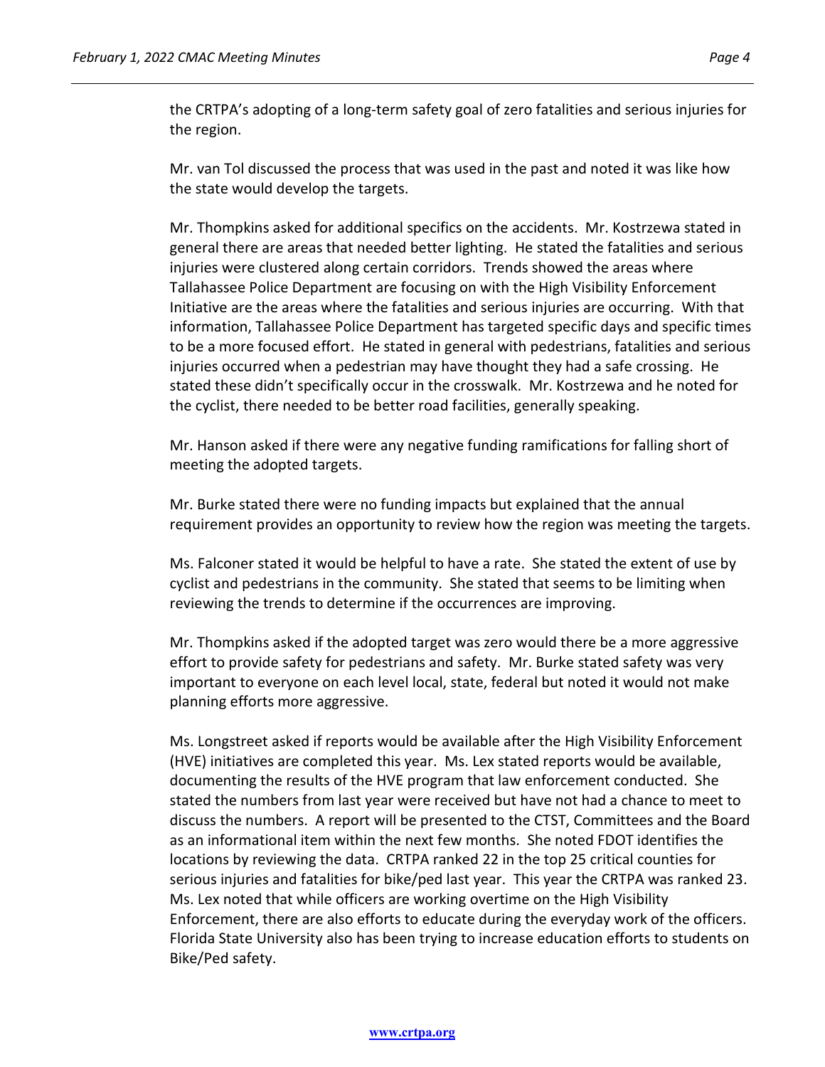the CRTPA's adopting of a long-term safety goal of zero fatalities and serious injuries for the region.

Mr. van Tol discussed the process that was used in the past and noted it was like how the state would develop the targets.

Mr. Thompkins asked for additional specifics on the accidents. Mr. Kostrzewa stated in general there are areas that needed better lighting. He stated the fatalities and serious injuries were clustered along certain corridors. Trends showed the areas where Tallahassee Police Department are focusing on with the High Visibility Enforcement Initiative are the areas where the fatalities and serious injuries are occurring. With that information, Tallahassee Police Department has targeted specific days and specific times to be a more focused effort. He stated in general with pedestrians, fatalities and serious injuries occurred when a pedestrian may have thought they had a safe crossing. He stated these didn't specifically occur in the crosswalk. Mr. Kostrzewa and he noted for the cyclist, there needed to be better road facilities, generally speaking.

Mr. Hanson asked if there were any negative funding ramifications for falling short of meeting the adopted targets.

Mr. Burke stated there were no funding impacts but explained that the annual requirement provides an opportunity to review how the region was meeting the targets.

Ms. Falconer stated it would be helpful to have a rate. She stated the extent of use by cyclist and pedestrians in the community. She stated that seems to be limiting when reviewing the trends to determine if the occurrences are improving.

Mr. Thompkins asked if the adopted target was zero would there be a more aggressive effort to provide safety for pedestrians and safety. Mr. Burke stated safety was very important to everyone on each level local, state, federal but noted it would not make planning efforts more aggressive.

Ms. Longstreet asked if reports would be available after the High Visibility Enforcement (HVE) initiatives are completed this year. Ms. Lex stated reports would be available, documenting the results of the HVE program that law enforcement conducted. She stated the numbers from last year were received but have not had a chance to meet to discuss the numbers. A report will be presented to the CTST, Committees and the Board as an informational item within the next few months. She noted FDOT identifies the locations by reviewing the data. CRTPA ranked 22 in the top 25 critical counties for serious injuries and fatalities for bike/ped last year. This year the CRTPA was ranked 23. Ms. Lex noted that while officers are working overtime on the High Visibility Enforcement, there are also efforts to educate during the everyday work of the officers. Florida State University also has been trying to increase education efforts to students on Bike/Ped safety.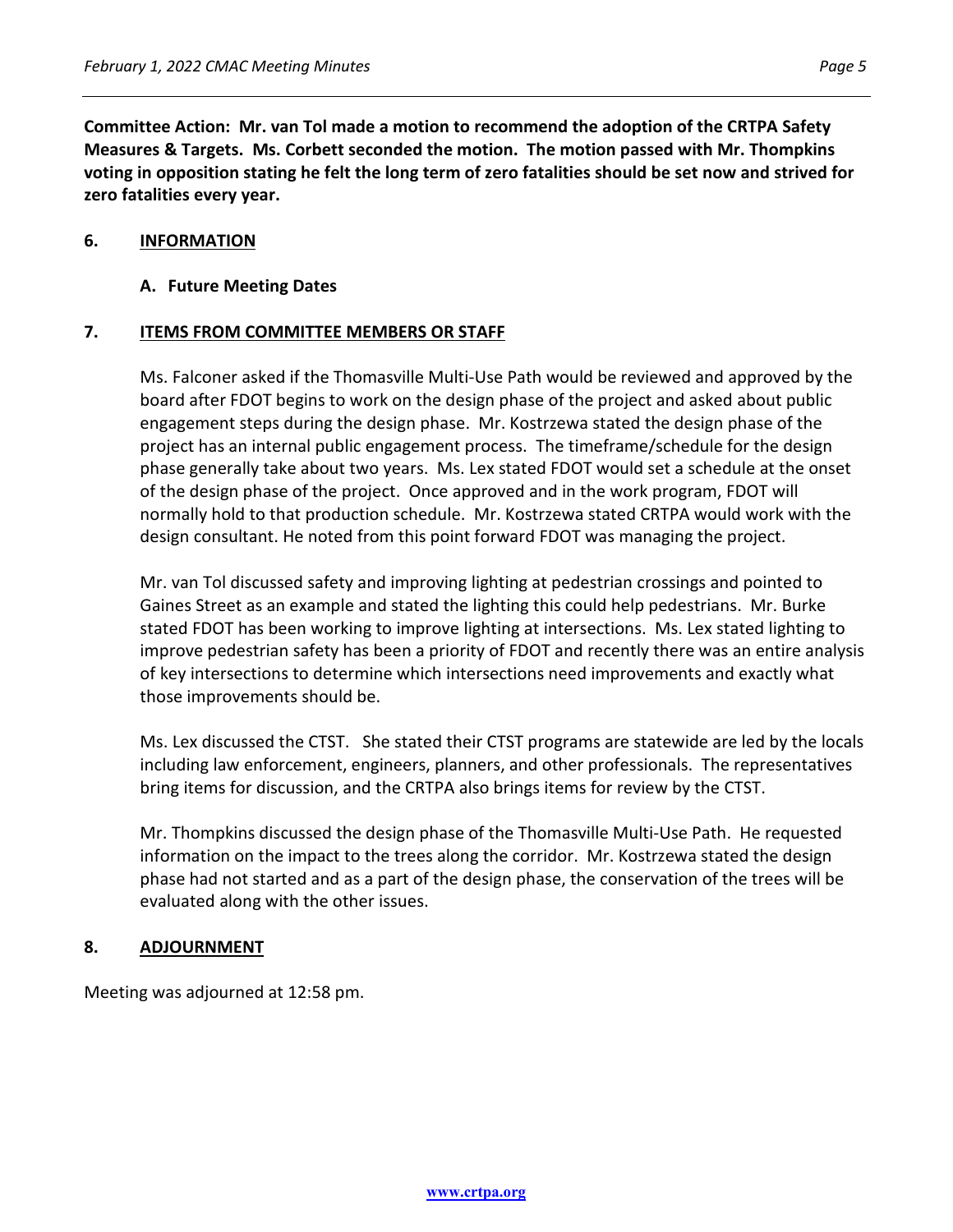**Committee Action: Mr. van Tol made a motion to recommend the adoption of the CRTPA Safety Measures & Targets. Ms. Corbett seconded the motion. The motion passed with Mr. Thompkins voting in opposition stating he felt the long term of zero fatalities should be set now and strived for zero fatalities every year.**

## 6. INFORMATION

### A. Future Meeting Dates

## 7. ITEMS FROM COMMITTEE MEMBERS OR STAFF

Ms. Falconer asked if the Thomasville Multi-Use Path would be reviewed and approved by the board after FDOT begins to work on the design phase of the project and asked about public engagement steps during the design phase. Mr. Kostrzewa stated the design phase of the project has an internal public engagement process. The timeframe/schedule for the design phase generally take about two years. Ms. Lex stated FDOT would set a schedule at the onset of the design phase of the project. Once approved and in the work program, FDOT will normally hold to that production schedule. Mr. Kostrzewa stated CRTPA would work with the design consultant. He noted from this point forward FDOT was managing the project.

Mr. van Tol discussed safety and improving lighting at pedestrian crossings and pointed to Gaines Street as an example and stated the lighting this could help pedestrians. Mr. Burke stated FDOT has been working to improve lighting at intersections. Ms. Lex stated lighting to improve pedestrian safety has been a priority of FDOT and recently there was an entire analysis of key intersections to determine which intersections need improvements and exactly what those improvements should be.

Ms. Lex discussed the CTST. She stated their CTST programs are statewide are led by the locals including law enforcement, engineers, planners, and other professionals. The representatives bring items for discussion, and the CRTPA also brings items for review by the CTST.

Mr. Thompkins discussed the design phase of the Thomasville Multi-Use Path. He requested information on the impact to the trees along the corridor. Mr. Kostrzewa stated the design phase had not started and as a part of the design phase, the conservation of the trees will be evaluated along with the other issues.

## 8. ADJOURNMENT

Meeting was adjourned at 12:58 pm.